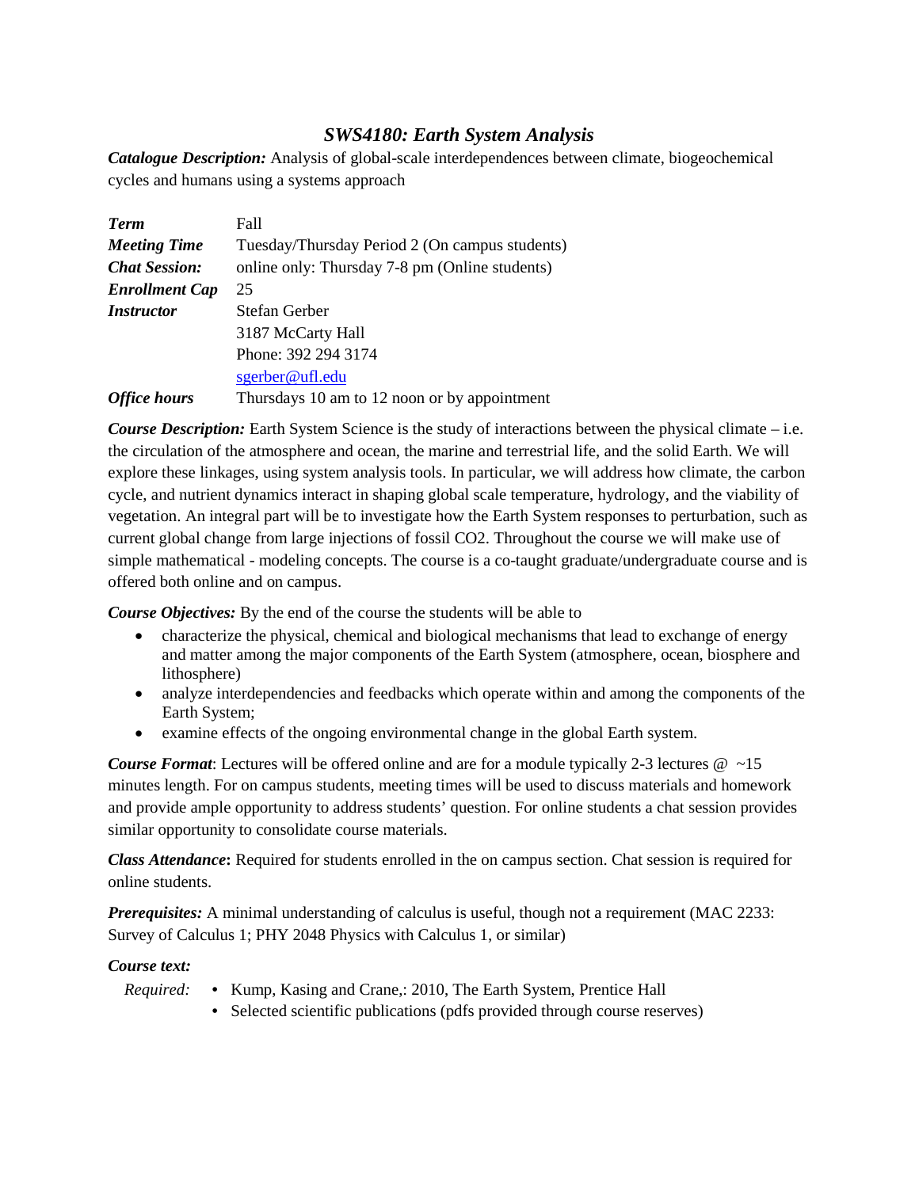# *SWS4180: Earth System Analysis*

***Catalogue Description:*** Analysis of global-scale interdependences between climate, biogeochemical cycles and humans using a systems approach

| | |
|---|---|
| ***Term*** | Fall |
| ***Meeting Time*** | Tuesday/Thursday Period 2 (On campus students) |
| ***Chat Session:*** | online only: Thursday 7-8 pm (Online students) |
| ***Enrollment Cap*** | 25 |
| ***Instructor*** | Stefan Gerber<br>3187 McCarty Hall<br>Phone: 392 294 3174<br>sgerber@ufl.edu |
| ***Office hours*** | Thursdays 10 am to 12 noon or by appointment |

***Course Description:*** Earth System Science is the study of interactions between the physical climate – i.e. the circulation of the atmosphere and ocean, the marine and terrestrial life, and the solid Earth. We will explore these linkages, using system analysis tools. In particular, we will address how climate, the carbon cycle, and nutrient dynamics interact in shaping global scale temperature, hydrology, and the viability of vegetation. An integral part will be to investigate how the Earth System responses to perturbation, such as current global change from large injections of fossil CO2. Throughout the course we will make use of simple mathematical - modeling concepts. The course is a co-taught graduate/undergraduate course and is offered both online and on campus.

***Course Objectives:*** By the end of the course the students will be able to

- characterize the physical, chemical and biological mechanisms that lead to exchange of energy and matter among the major components of the Earth System (atmosphere, ocean, biosphere and lithosphere)
- analyze interdependencies and feedbacks which operate within and among the components of the Earth System;
- examine effects of the ongoing environmental change in the global Earth system.

***Course Format***: Lectures will be offered online and are for a module typically 2-3 lectures @ ~15 minutes length. For on campus students, meeting times will be used to discuss materials and homework and provide ample opportunity to address students' question. For online students a chat session provides similar opportunity to consolidate course materials.

***Class Attendance*:** Required for students enrolled in the on campus section. Chat session is required for online students.

***Prerequisites:*** A minimal understanding of calculus is useful, though not a requirement (MAC 2233: Survey of Calculus 1; PHY 2048 Physics with Calculus 1, or similar)

***Course text:***

*Required:*
- Kump, Kasing and Crane,: 2010, The Earth System, Prentice Hall
- Selected scientific publications (pdfs provided through course reserves)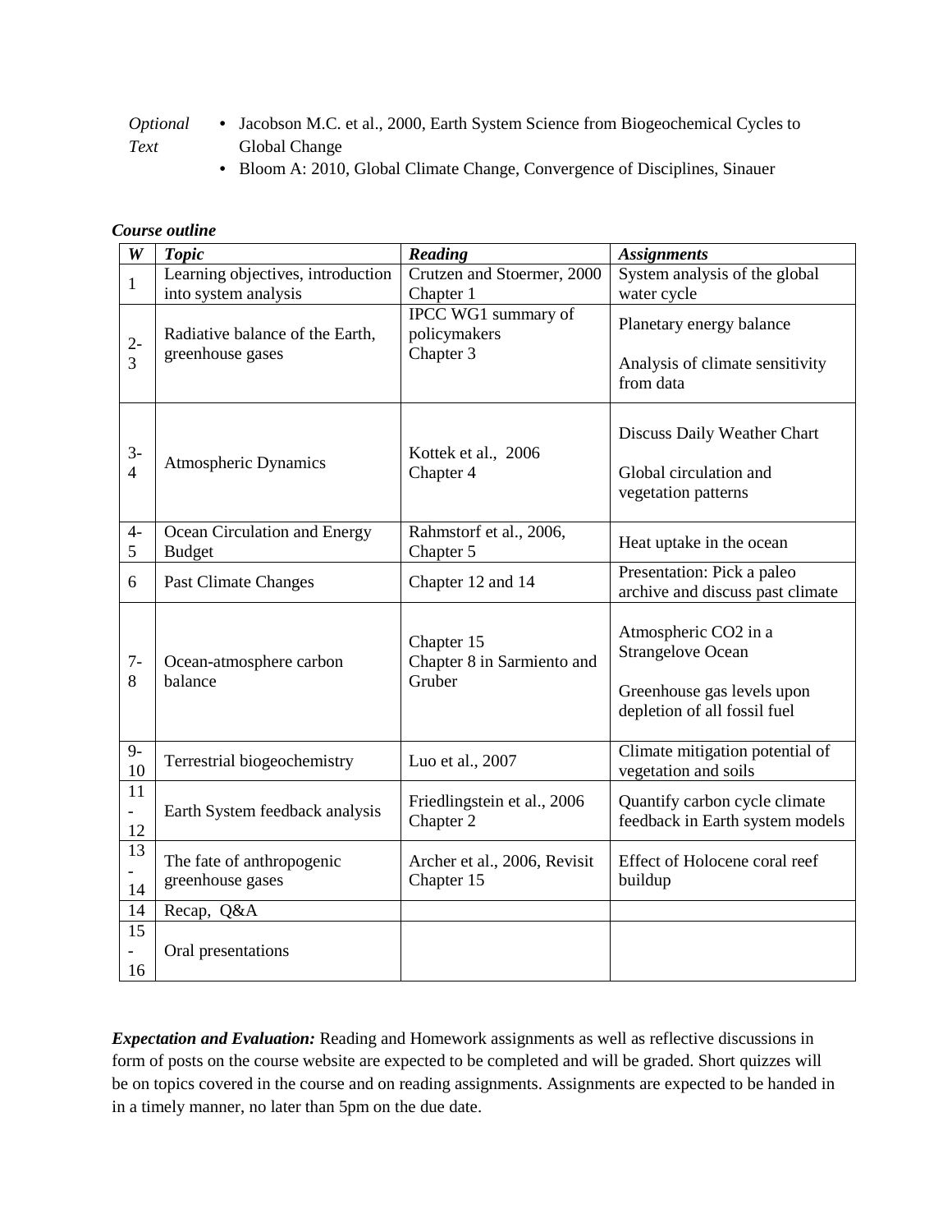*Optional Text*

- Jacobson M.C. et al., 2000, Earth System Science from Biogeochemical Cycles to Global Change
- Bloom A: 2010, Global Climate Change, Convergence of Disciplines, Sinauer

***Course outline***

| ***W*** | ***Topic*** | ***Reading*** | ***Assignments*** |
|---|---|---|---|
| 1 | Learning objectives, introduction into system analysis | Crutzen and Stoermer, 2000 Chapter 1 | System analysis of the global water cycle |
| 2-3 | Radiative balance of the Earth, greenhouse gases | IPCC WG1 summary of policymakers Chapter 3 | Planetary energy balance<br><br>Analysis of climate sensitivity from data |
| 3-4 | Atmospheric Dynamics | Kottek et al., 2006 Chapter 4 | Discuss Daily Weather Chart<br><br>Global circulation and vegetation patterns |
| 4-5 | Ocean Circulation and Energy Budget | Rahmstorf et al., 2006, Chapter 5 | Heat uptake in the ocean |
| 6 | Past Climate Changes | Chapter 12 and 14 | Presentation: Pick a paleo archive and discuss past climate |
| 7-8 | Ocean-atmosphere carbon balance | Chapter 15<br>Chapter 8 in Sarmiento and Gruber | Atmospheric CO2 in a Strangelove Ocean<br><br>Greenhouse gas levels upon depletion of all fossil fuel |
| 9-10 | Terrestrial biogeochemistry | Luo et al., 2007 | Climate mitigation potential of vegetation and soils |
| 11-12 | Earth System feedback analysis | Friedlingstein et al., 2006 Chapter 2 | Quantify carbon cycle climate feedback in Earth system models |
| 13-14 | The fate of anthropogenic greenhouse gases | Archer et al., 2006, Revisit Chapter 15 | Effect of Holocene coral reef buildup |
| 14 | Recap, Q&A | | |
| 15-16 | Oral presentations | | |

***Expectation and Evaluation:*** Reading and Homework assignments as well as reflective discussions in form of posts on the course website are expected to be completed and will be graded. Short quizzes will be on topics covered in the course and on reading assignments. Assignments are expected to be handed in in a timely manner, no later than 5pm on the due date.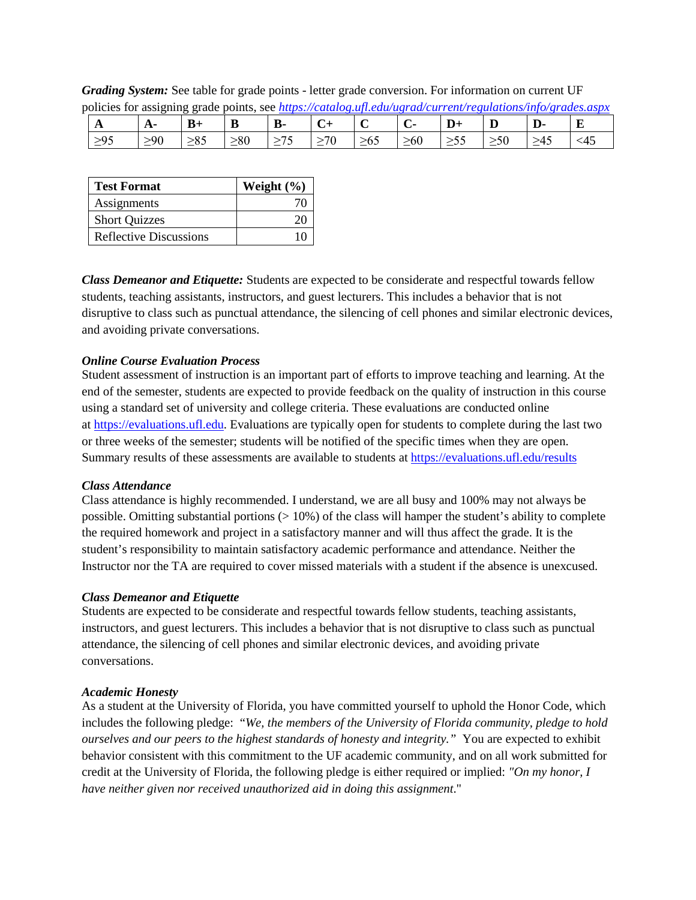***Grading System:*** See table for grade points - letter grade conversion. For information on current UF policies for assigning grade points, see [*https://catalog.ufl.edu/ugrad/current/regulations/info/grades.aspx*](https://catalog.ufl.edu/ugrad/current/regulations/info/grades.aspx)

| A | A- | B+ | B | B- | C+ | C | C- | D+ | D | D- | E |
|---|---|---|---|---|---|---|---|---|---|---|---|
| ≥95 | ≥90 | ≥85 | ≥80 | ≥75 | ≥70 | ≥65 | ≥60 | ≥55 | ≥50 | ≥45 | <45 |

| Test Format | Weight (%) |
|---|---|
| Assignments | 70 |
| Short Quizzes | 20 |
| Reflective Discussions | 10 |

***Class Demeanor and Etiquette:*** Students are expected to be considerate and respectful towards fellow students, teaching assistants, instructors, and guest lecturers. This includes a behavior that is not disruptive to class such as punctual attendance, the silencing of cell phones and similar electronic devices, and avoiding private conversations.

***Online Course Evaluation Process***

Student assessment of instruction is an important part of efforts to improve teaching and learning. At the end of the semester, students are expected to provide feedback on the quality of instruction in this course using a standard set of university and college criteria. These evaluations are conducted online at [https://evaluations.ufl.edu](https://evaluations.ufl.edu). Evaluations are typically open for students to complete during the last two or three weeks of the semester; students will be notified of the specific times when they are open. Summary results of these assessments are available to students at [https://evaluations.ufl.edu/results](https://evaluations.ufl.edu/results)

***Class Attendance***

Class attendance is highly recommended. I understand, we are all busy and 100% may not always be possible. Omitting substantial portions (> 10%) of the class will hamper the student's ability to complete the required homework and project in a satisfactory manner and will thus affect the grade. It is the student's responsibility to maintain satisfactory academic performance and attendance. Neither the Instructor nor the TA are required to cover missed materials with a student if the absence is unexcused.

***Class Demeanor and Etiquette***

Students are expected to be considerate and respectful towards fellow students, teaching assistants, instructors, and guest lecturers. This includes a behavior that is not disruptive to class such as punctual attendance, the silencing of cell phones and similar electronic devices, and avoiding private conversations.

***Academic Honesty***

As a student at the University of Florida, you have committed yourself to uphold the Honor Code, which includes the following pledge: *"We, the members of the University of Florida community, pledge to hold ourselves and our peers to the highest standards of honesty and integrity."* You are expected to exhibit behavior consistent with this commitment to the UF academic community, and on all work submitted for credit at the University of Florida, the following pledge is either required or implied: *"On my honor, I have neither given nor received unauthorized aid in doing this assignment*."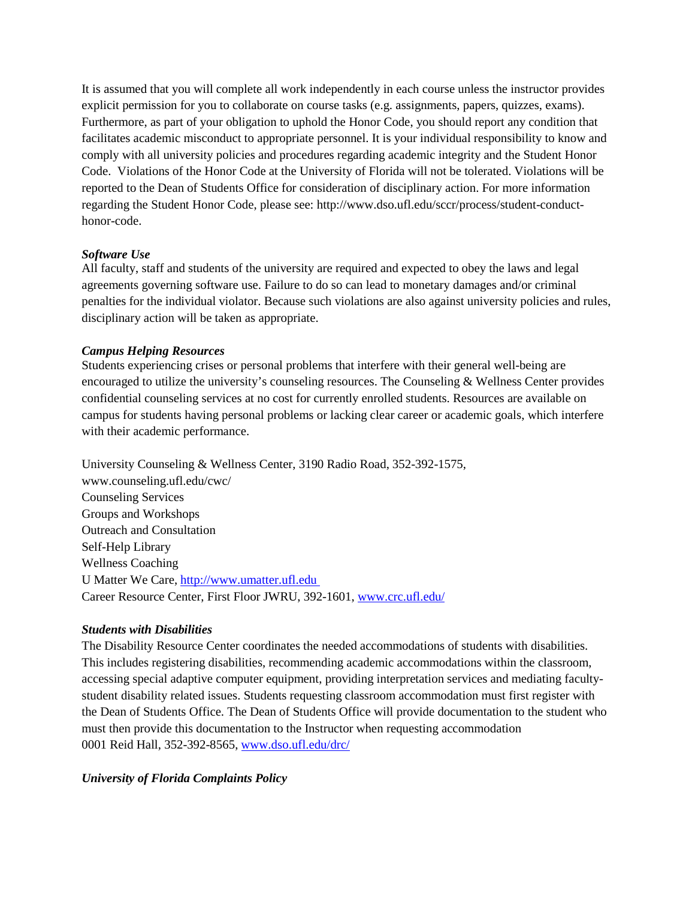It is assumed that you will complete all work independently in each course unless the instructor provides explicit permission for you to collaborate on course tasks (e.g. assignments, papers, quizzes, exams). Furthermore, as part of your obligation to uphold the Honor Code, you should report any condition that facilitates academic misconduct to appropriate personnel. It is your individual responsibility to know and comply with all university policies and procedures regarding academic integrity and the Student Honor Code. Violations of the Honor Code at the University of Florida will not be tolerated. Violations will be reported to the Dean of Students Office for consideration of disciplinary action. For more information regarding the Student Honor Code, please see: http://www.dso.ufl.edu/sccr/process/student-conduct-honor-code.

***Software Use***

All faculty, staff and students of the university are required and expected to obey the laws and legal agreements governing software use. Failure to do so can lead to monetary damages and/or criminal penalties for the individual violator. Because such violations are also against university policies and rules, disciplinary action will be taken as appropriate.

***Campus Helping Resources***

Students experiencing crises or personal problems that interfere with their general well-being are encouraged to utilize the university's counseling resources. The Counseling & Wellness Center provides confidential counseling services at no cost for currently enrolled students. Resources are available on campus for students having personal problems or lacking clear career or academic goals, which interfere with their academic performance.

University Counseling & Wellness Center, 3190 Radio Road, 352-392-1575,
www.counseling.ufl.edu/cwc/
Counseling Services
Groups and Workshops
Outreach and Consultation
Self-Help Library
Wellness Coaching
U Matter We Care, http://www.umatter.ufl.edu
Career Resource Center, First Floor JWRU, 392-1601, www.crc.ufl.edu/

***Students with Disabilities***

The Disability Resource Center coordinates the needed accommodations of students with disabilities. This includes registering disabilities, recommending academic accommodations within the classroom, accessing special adaptive computer equipment, providing interpretation services and mediating faculty-student disability related issues. Students requesting classroom accommodation must first register with the Dean of Students Office. The Dean of Students Office will provide documentation to the student who must then provide this documentation to the Instructor when requesting accommodation
0001 Reid Hall, 352-392-8565, www.dso.ufl.edu/drc/

***University of Florida Complaints Policy***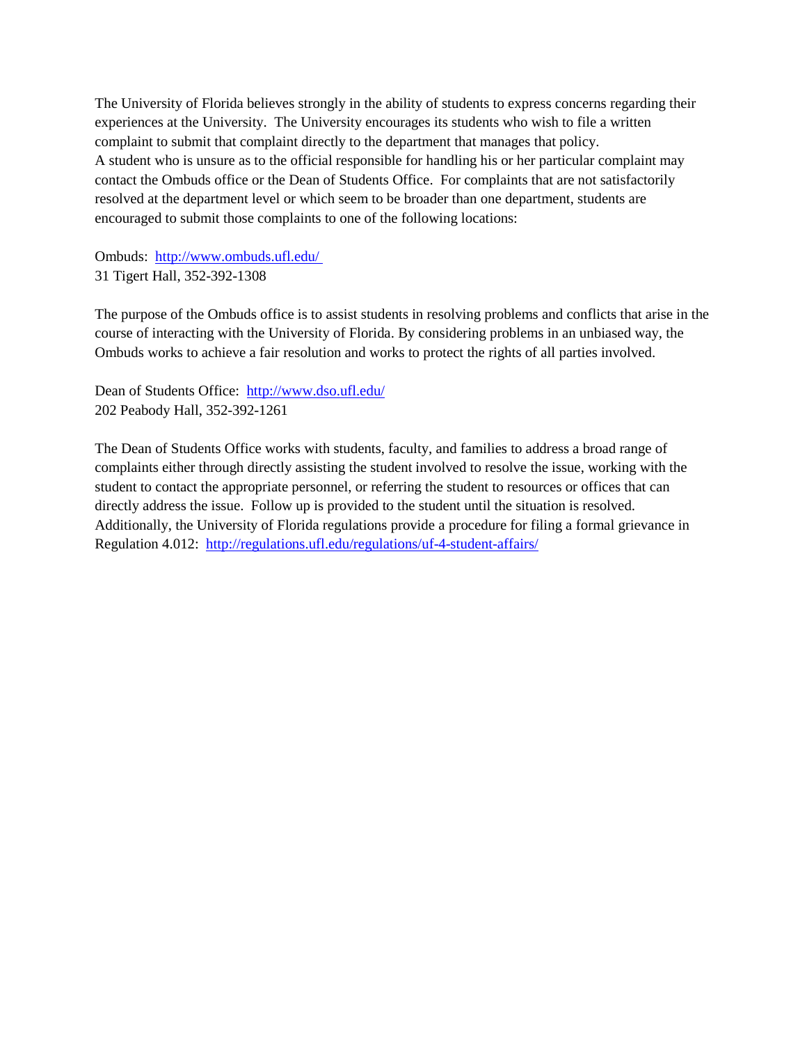The University of Florida believes strongly in the ability of students to express concerns regarding their experiences at the University. The University encourages its students who wish to file a written complaint to submit that complaint directly to the department that manages that policy.
A student who is unsure as to the official responsible for handling his or her particular complaint may contact the Ombuds office or the Dean of Students Office. For complaints that are not satisfactorily resolved at the department level or which seem to be broader than one department, students are encouraged to submit those complaints to one of the following locations:

Ombuds: [http://www.ombuds.ufl.edu/](http://www.ombuds.ufl.edu/)
31 Tigert Hall, 352-392-1308

The purpose of the Ombuds office is to assist students in resolving problems and conflicts that arise in the course of interacting with the University of Florida. By considering problems in an unbiased way, the Ombuds works to achieve a fair resolution and works to protect the rights of all parties involved.

Dean of Students Office: [http://www.dso.ufl.edu/](http://www.dso.ufl.edu/)
202 Peabody Hall, 352-392-1261

The Dean of Students Office works with students, faculty, and families to address a broad range of complaints either through directly assisting the student involved to resolve the issue, working with the student to contact the appropriate personnel, or referring the student to resources or offices that can directly address the issue. Follow up is provided to the student until the situation is resolved.
Additionally, the University of Florida regulations provide a procedure for filing a formal grievance in Regulation 4.012: [http://regulations.ufl.edu/regulations/uf-4-student-affairs/](http://regulations.ufl.edu/regulations/uf-4-student-affairs/)